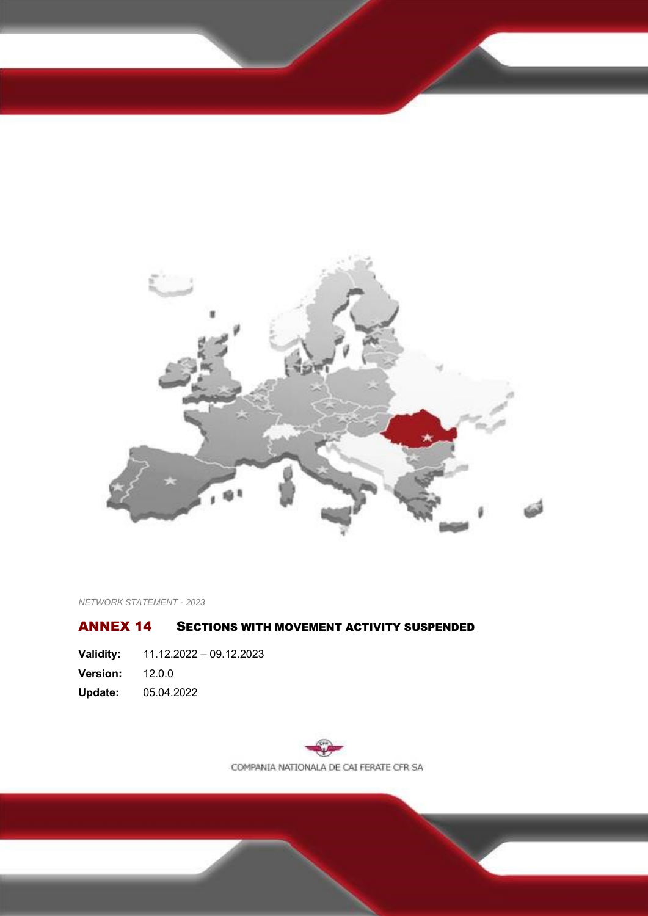*NETWORK STATEMENT - 2023*

# ANNEX 14 SECTIONS WITH MOVEMENT ACTIVITY SUSPENDED

**Validity:** 11.12.2022 – 09.12.2023

**Version:** 12.0.0

**Update:** 05.04.2022

COMPANIA NATIONALA DE CAI FERATE CFR SA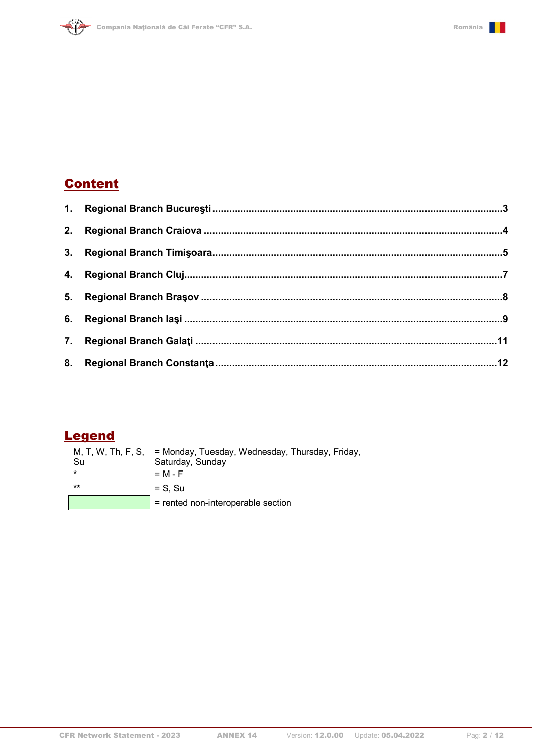## Content

1. **Regional Branch Bucureşti** ....................................................................................................3
2. **Regional Branch Craiova** .......................................................................................................4
3. **Regional Branch Timişoara**.....................................................................................................5
4. **Regional Branch Cluj**..............................................................................................................7
5. **Regional Branch Braşov** ........................................................................................................8
6. **Regional Branch Iaşi** ..............................................................................................................9
7. **Regional Branch Galaţi** .........................................................................................................11
8. **Regional Branch Constanţa**..................................................................................................12

## Legend

| | |
|---|---|
| M, T, W, Th, F, S, Su | = Monday, Tuesday, Wednesday, Thursday, Friday, Saturday, Sunday |
| * | = M - F |
| ** | = S, Su |
| (light green cell) | = rented non-interoperable section |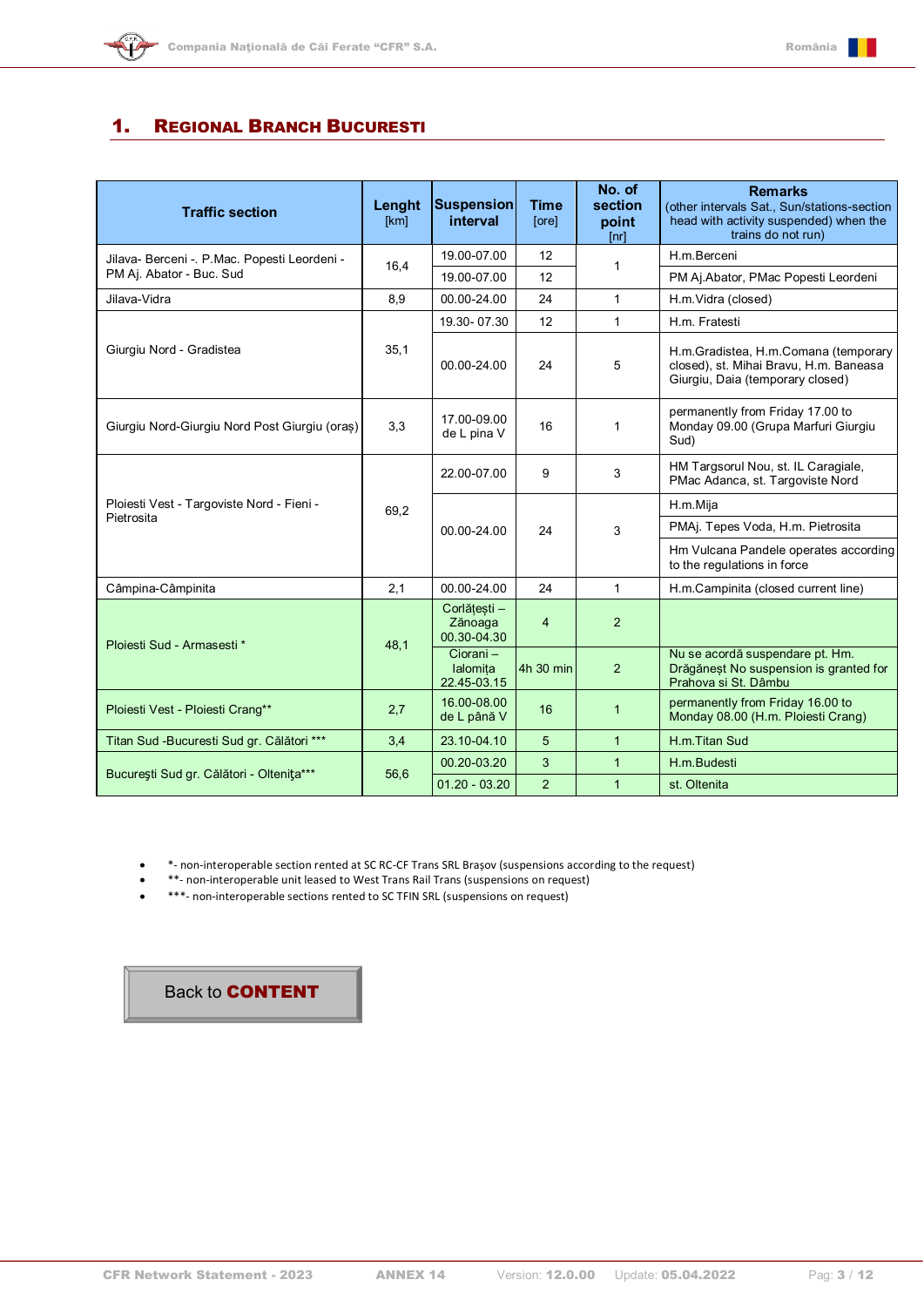## 1. REGIONAL BRANCH BUCURESTI

| Traffic section | Lenght [km] | Suspension interval | Time [ore] | No. of section point [nr] | Remarks (other intervals Sat., Sun/stations-section head with activity suspended) when the trains do not run) |
|---|---|---|---|---|---|
| Jilava- Berceni -. P.Mac. Popesti Leordeni - PM Aj. Abator - Buc. Sud | 16,4 | 19.00-07.00 | 12 | 1 | H.m.Berceni |
| | | 19.00-07.00 | 12 | | PM Aj.Abator, PMac Popesti Leordeni |
| Jilava-Vidra | 8,9 | 00.00-24.00 | 24 | 1 | H.m.Vidra (closed) |
| Giurgiu Nord - Gradistea | 35,1 | 19.30- 07.30 | 12 | 1 | H.m. Fratesti |
| | | 00.00-24.00 | 24 | 5 | H.m.Gradistea, H.m.Comana (temporary closed), st. Mihai Bravu, H.m. Baneasa Giurgiu, Daia (temporary closed) |
| Giurgiu Nord-Giurgiu Nord Post Giurgiu (oraș) | 3,3 | 17.00-09.00 de L pina V | 16 | 1 | permanently from Friday 17.00 to Monday 09.00 (Grupa Marfuri Giurgiu Sud) |
| Ploiesti Vest - Targoviste Nord - Fieni - Pietrosita | 69,2 | 22.00-07.00 | 9 | 3 | HM Targsorul Nou, st. IL Caragiale, PMac Adanca, st. Targoviste Nord |
| | | 00.00-24.00 | 24 | 3 | H.m.Mija |
| | | | | | PMAj. Tepes Voda, H.m. Pietrosita |
| | | | | | Hm Vulcana Pandele operates according to the regulations in force |
| Câmpina-Câmpinita | 2,1 | 00.00-24.00 | 24 | 1 | H.m.Campinita (closed current line) |
| Ploiesti Sud - Armasesti * | 48,1 | Corlătești – Zănoaga 00.30-04.30 | 4 | 2 | |
| | | Ciorani – Ialomița 22.45-03.15 | 4h 30 min | 2 | Nu se acordă suspendare pt. Hm. Drăgăneșt No suspension is granted for Prahova si St. Dâmbu |
| Ploiesti Vest - Ploiesti Crang** | 2,7 | 16.00-08.00 de L până V | 16 | 1 | permanently from Friday 16.00 to Monday 08.00 (H.m. Ploiesti Crang) |
| Titan Sud -Bucuresti Sud gr. Călători *** | 3,4 | 23.10-04.10 | 5 | 1 | H.m.Titan Sud |
| Bucureşti Sud gr. Călători - Olteniţa*** | 56,6 | 00.20-03.20 | 3 | 1 | H.m.Budesti |
| | | 01.20 - 03.20 | 2 | 1 | st. Oltenita |

- *- non-interoperable section rented at SC RC-CF Trans SRL Brașov (suspensions according to the request)
- **- non-interoperable unit leased to West Trans Rail Trans (suspensions on request)
- ***- non-interoperable sections rented to SC TFIN SRL (suspensions on request)

Back to **CONTENT**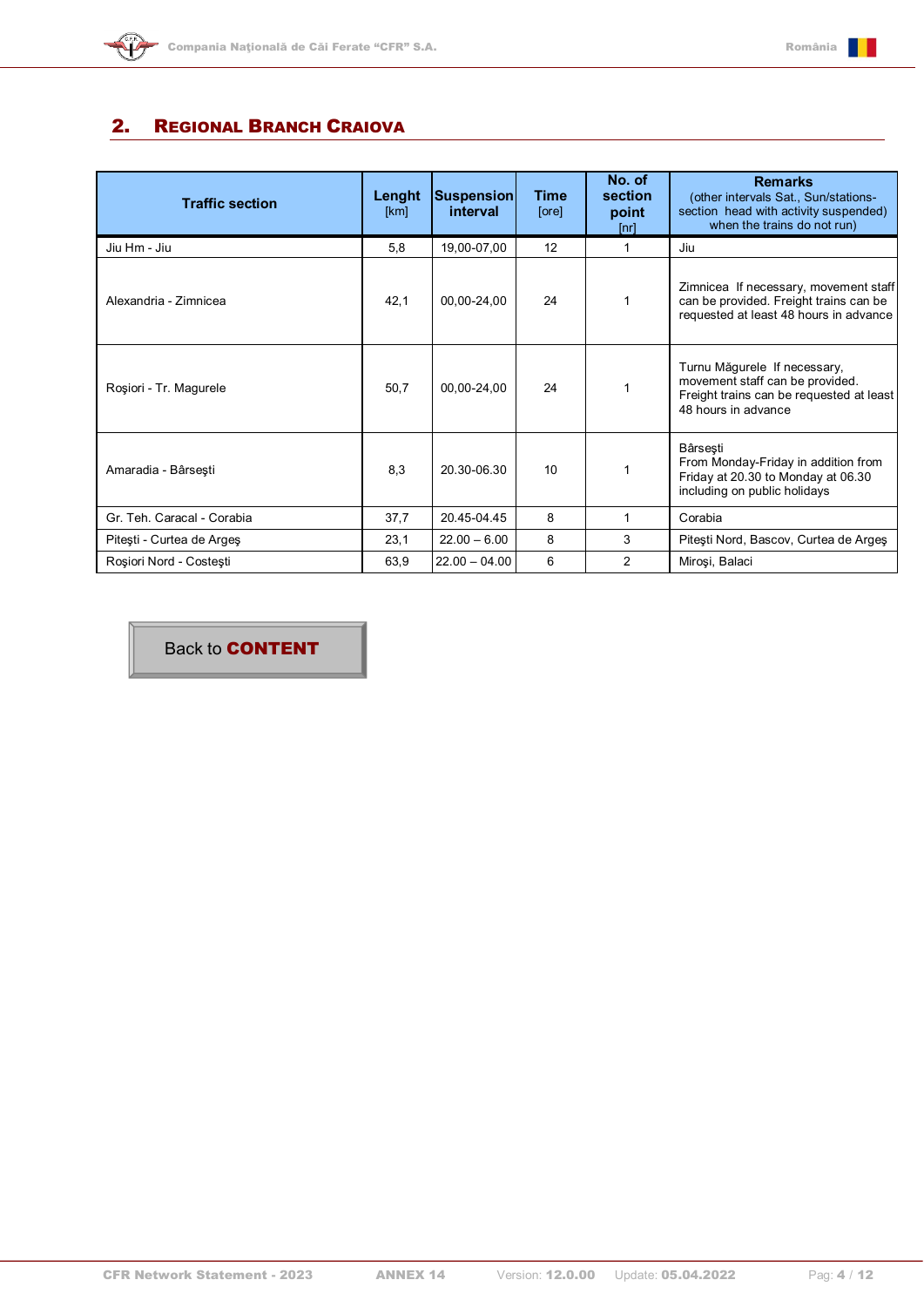## 2. Regional Branch Craiova

| Traffic section | Lenght [km] | Suspension interval | Time [ore] | No. of section point [nr] | Remarks (other intervals Sat., Sun/stations-section head with activity suspended) when the trains do not run) |
|---|---|---|---|---|---|
| Jiu Hm - Jiu | 5,8 | 19,00-07,00 | 12 | 1 | Jiu |
| Alexandria - Zimnicea | 42,1 | 00,00-24,00 | 24 | 1 | Zimnicea If necessary, movement staff can be provided. Freight trains can be requested at least 48 hours in advance |
| Roşiori - Tr. Magurele | 50,7 | 00,00-24,00 | 24 | 1 | Turnu Măgurele If necessary, movement staff can be provided. Freight trains can be requested at least 48 hours in advance |
| Amaradia - Bârseşti | 8,3 | 20.30-06.30 | 10 | 1 | Bârseşti From Monday-Friday in addition from Friday at 20.30 to Monday at 06.30 including on public holidays |
| Gr. Teh. Caracal - Corabia | 37,7 | 20.45-04.45 | 8 | 1 | Corabia |
| Piteşti - Curtea de Argeş | 23,1 | 22.00 – 6.00 | 8 | 3 | Piteşti Nord, Bascov, Curtea de Argeş |
| Roşiori Nord - Costeşti | 63,9 | 22.00 – 04.00 | 6 | 2 | Miroşi, Balaci |

Back to **CONTENT**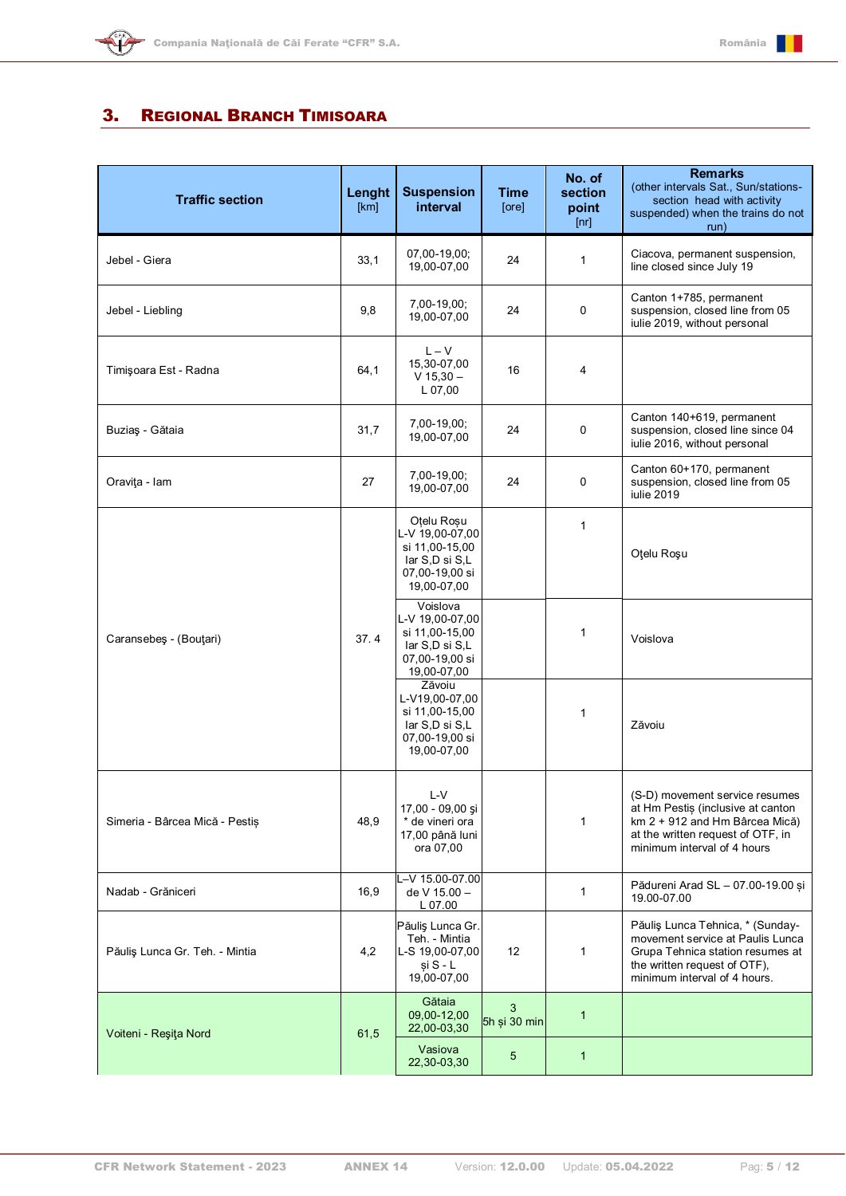## 3. Regional Branch Timisoara

| Traffic section | Lenght [km] | Suspension interval | Time [ore] | No. of section point [nr] | Remarks (other intervals Sat., Sun/stations-section head with activity suspended) when the trains do not run) |
|---|---|---|---|---|---|
| Jebel - Giera | 33,1 | 07,00-19,00; 19,00-07,00 | 24 | 1 | Ciacova, permanent suspension, line closed since July 19 |
| Jebel - Liebling | 9,8 | 7,00-19,00; 19,00-07,00 | 24 | 0 | Canton 1+785, permanent suspension, closed line from 05 iulie 2019, without personal |
| Timişoara Est - Radna | 64,1 | L – V 15,30-07,00 V 15,30 – L 07,00 | 16 | 4 | |
| Buziaş - Gătaia | 31,7 | 7,00-19,00; 19,00-07,00 | 24 | 0 | Canton 140+619, permanent suspension, closed line since 04 iulie 2016, without personal |
| Oraviţa - Iam | 27 | 7,00-19,00; 19,00-07,00 | 24 | 0 | Canton 60+170, permanent suspension, closed line from 05 iulie 2019 |
| Caransebeş - (Bouţari) | 37. 4 | Oţelu Roşu L-V 19,00-07,00 si 11,00-15,00 Iar S,D si S,L 07,00-19,00 si 19,00-07,00 | | 1 | Oţelu Roşu |
| | | Voislova L-V 19,00-07,00 si 11,00-15,00 Iar S,D si S,L 07,00-19,00 si 19,00-07,00 | | 1 | Voislova |
| | | Zăvoiu L-V19,00-07,00 si 11,00-15,00 Iar S,D si S,L 07,00-19,00 si 19,00-07,00 | | 1 | Zăvoiu |
| Simeria - Bârcea Mică - Pestiş | 48,9 | L-V 17,00 - 09,00 şi * de vineri ora 17,00 până luni ora 07,00 | | 1 | (S-D) movement service resumes at Hm Pestiş (inclusive at canton km 2 + 912 and Hm Bârcea Mică) at the written request of OTF, in minimum interval of 4 hours |
| Nadab - Grăniceri | 16,9 | L–V 15.00-07.00 de V 15.00 – L 07.00 | | 1 | Pădureni Arad SL – 07.00-19.00 şi 19.00-07.00 |
| Păuliş Lunca Gr. Teh. - Mintia | 4,2 | Păuliş Lunca Gr. Teh. - Mintia L-S 19,00-07,00 şi S - L 19,00-07,00 | 12 | 1 | Păuliş Lunca Tehnica, * (Sunday-movement service at Paulis Lunca Grupa Tehnica station resumes at the written request of OTF), minimum interval of 4 hours. |
| Voiteni - Reşiţa Nord | 61,5 | Gătaia 09,00-12,00 22,00-03,30 | 3 5h şi 30 min | 1 | |
| | | Vasiova 22,30-03,30 | 5 | 1 | |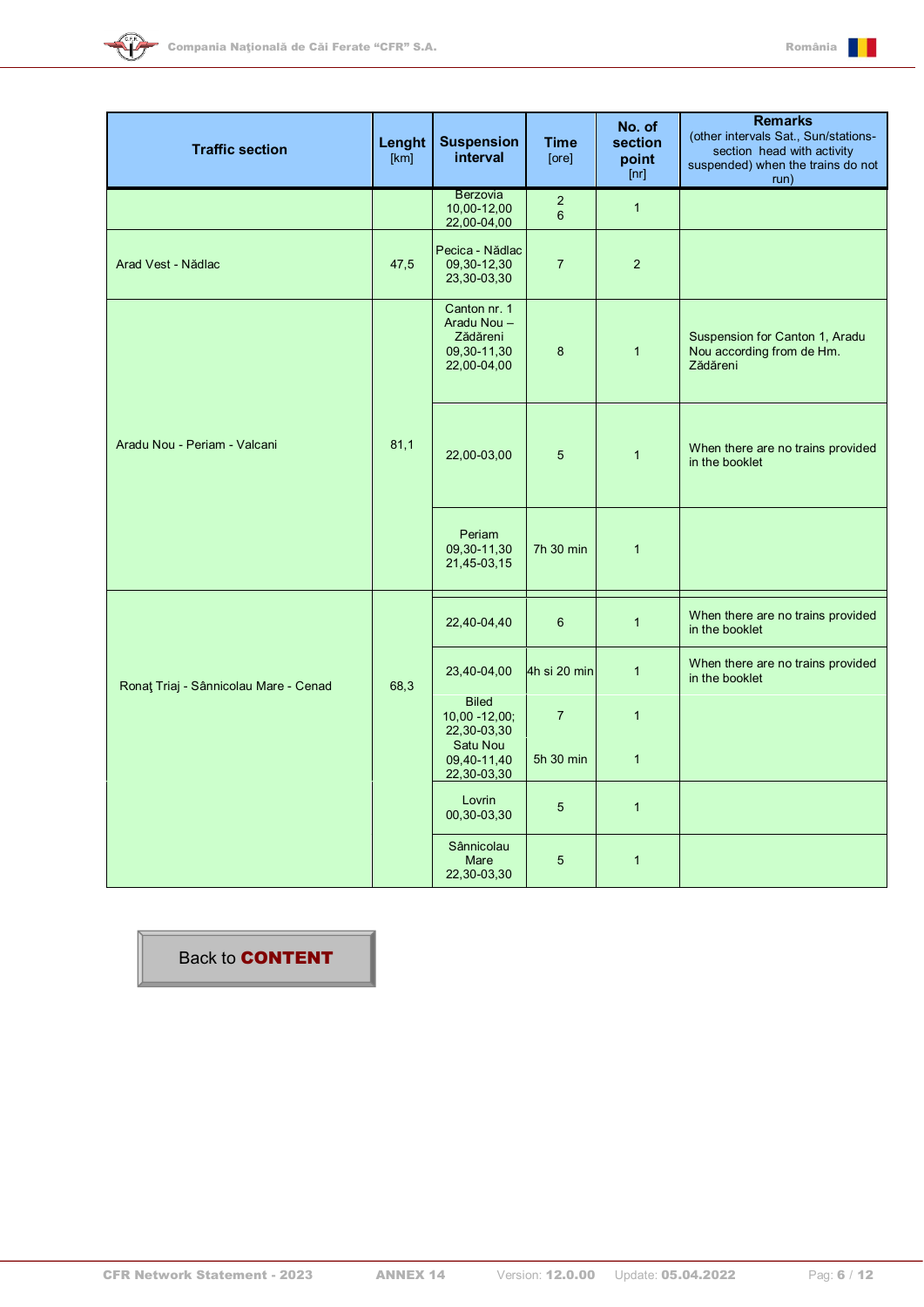| Traffic section | Lenght [km] | Suspension interval | Time [ore] | No. of section point [nr] | Remarks (other intervals Sat., Sun/stations-section head with activity suspended) when the trains do not run) |
|---|---|---|---|---|---|
| | | Berzovia 10,00-12,00 22,00-04,00 | 2 6 | 1 | |
| Arad Vest - Nădlac | 47,5 | Pecica - Nădlac 09,30-12,30 23,30-03,30 | 7 | 2 | |
| Aradu Nou - Periam - Valcani | 81,1 | Canton nr. 1 Aradu Nou – Zădăreni 09,30-11,30 22,00-04,00 | 8 | 1 | Suspension for Canton 1, Aradu Nou according from de Hm. Zădăreni |
| | | 22,00-03,00 | 5 | 1 | When there are no trains provided in the booklet |
| | | Periam 09,30-11,30 21,45-03,15 | 7h 30 min | 1 | |
| Ronaţ Triaj - Sânnicolau Mare - Cenad | 68,3 | 22,40-04,40 | 6 | 1 | When there are no trains provided in the booklet |
| | | 23,40-04,00 | 4h si 20 min | 1 | When there are no trains provided in the booklet |
| | | Biled 10,00 -12,00; 22,30-03,30 | 7 | 1 | |
| | | Satu Nou 09,40-11,40 22,30-03,30 | 5h 30 min | 1 | |
| | | Lovrin 00,30-03,30 | 5 | 1 | |
| | | Sânnicolau Mare 22,30-03,30 | 5 | 1 | |

Back to **CONTENT**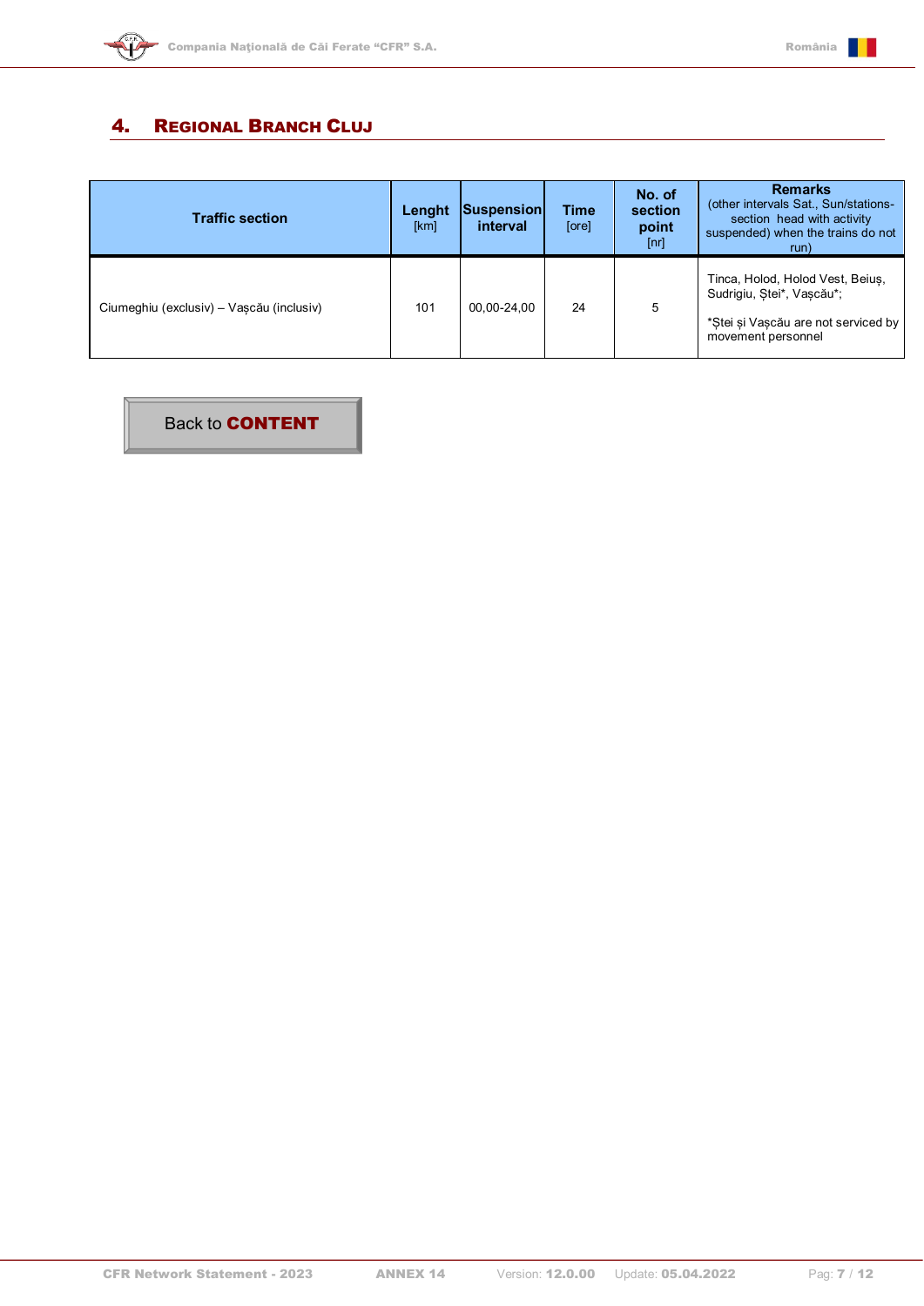## 4. Regional Branch Cluj

| Traffic section | Lenght [km] | Suspension interval | Time [ore] | No. of section point [nr] | Remarks (other intervals Sat., Sun/stations-section head with activity suspended) when the trains do not run) |
|---|---|---|---|---|---|
| Ciumeghiu (exclusiv) – Vașcău (inclusiv) | 101 | 00,00-24,00 | 24 | 5 | Tinca, Holod, Holod Vest, Beiuș, Sudrigiu, Ștei*, Vașcău*;<br><br>*Ștei și Vașcău are not serviced by movement personnel |

Back to **CONTENT**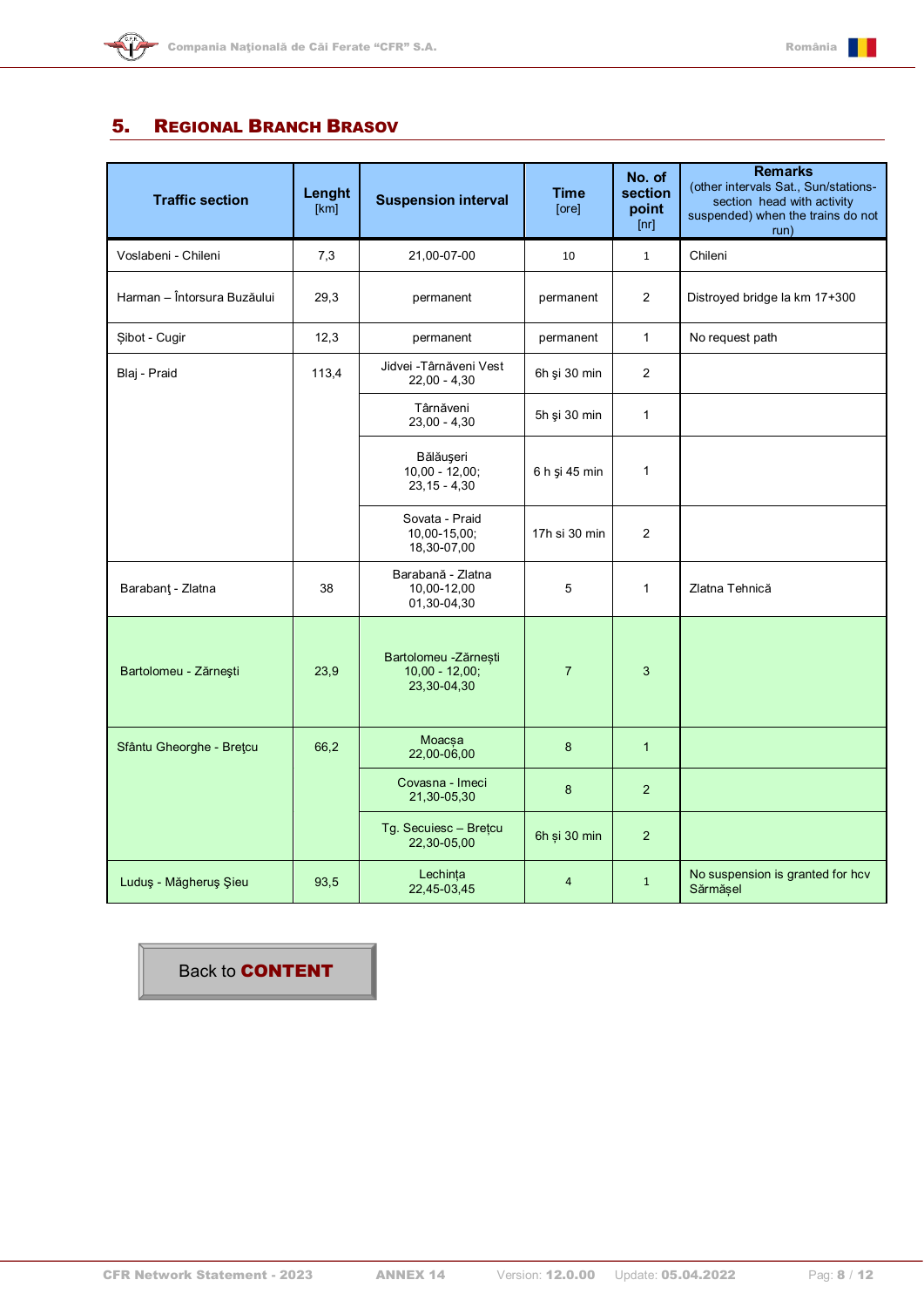## 5. REGIONAL BRANCH BRASOV

| Traffic section | Lenght [km] | Suspension interval | Time [ore] | No. of section point [nr] | Remarks (other intervals Sat., Sun/stations-section head with activity suspended) when the trains do not run) |
|---|---|---|---|---|---|
| Voslabeni - Chileni | 7,3 | 21,00-07-00 | 10 | 1 | Chileni |
| Harman – Întorsura Buzăului | 29,3 | permanent | permanent | 2 | Distroyed bridge la km 17+300 |
| Şibot - Cugir | 12,3 | permanent | permanent | 1 | No request path |
| Blaj - Praid | 113,4 | Jidvei -Târnăveni Vest 22,00 - 4,30 | 6h şi 30 min | 2 | |
| | | Târnăveni 23,00 - 4,30 | 5h şi 30 min | 1 | |
| | | Bălăuşeri 10,00 - 12,00; 23,15 - 4,30 | 6 h şi 45 min | 1 | |
| | | Sovata - Praid 10,00-15,00; 18,30-07,00 | 17h si 30 min | 2 | |
| Barabanţ - Zlatna | 38 | Barabană - Zlatna 10,00-12,00 01,30-04,30 | 5 | 1 | Zlatna Tehnică |
| Bartolomeu - Zărneşti | 23,9 | Bartolomeu -Zărnești 10,00 - 12,00; 23,30-04,30 | 7 | 3 | |
| Sfântu Gheorghe - Breţcu | 66,2 | Moacşa 22,00-06,00 | 8 | 1 | |
| | | Covasna - Imeci 21,30-05,30 | 8 | 2 | |
| | | Tg. Secuiesc – Breţcu 22,30-05,00 | 6h şi 30 min | 2 | |
| Luduş - Măgheruş Şieu | 93,5 | Lechința 22,45-03,45 | 4 | 1 | No suspension is granted for hcv Sărmășel |

Back to **CONTENT**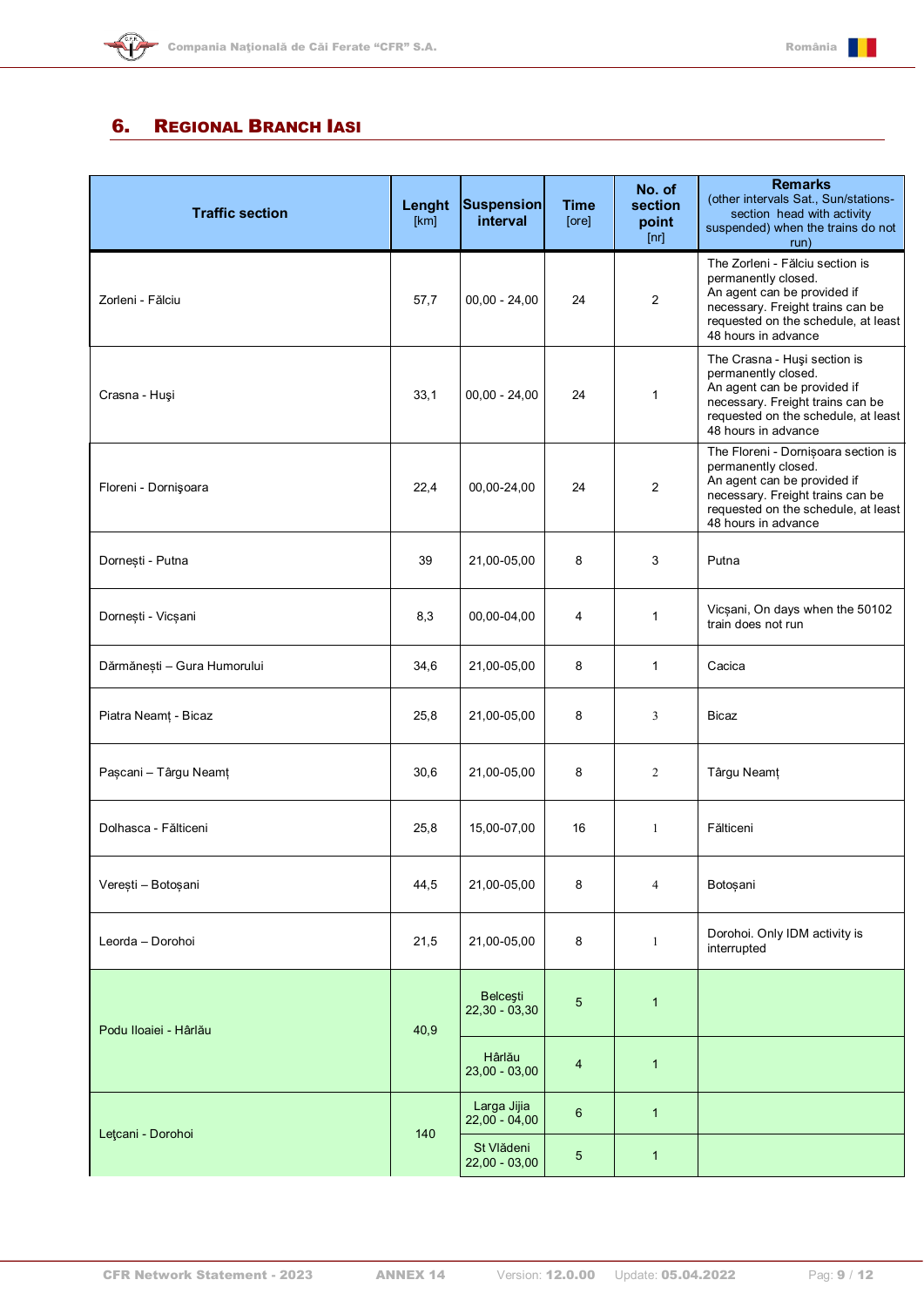## 6. REGIONAL BRANCH IASI

| Traffic section | Lenght [km] | Suspension interval | Time [ore] | No. of section point [nr] | Remarks (other intervals Sat., Sun/stations-section head with activity suspended) when the trains do not run) |
|---|---|---|---|---|---|
| Zorleni - Fălciu | 57,7 | 00,00 - 24,00 | 24 | 2 | The Zorleni - Fălciu section is permanently closed. An agent can be provided if necessary. Freight trains can be requested on the schedule, at least 48 hours in advance |
| Crasna - Huşi | 33,1 | 00,00 - 24,00 | 24 | 1 | The Crasna - Huşi section is permanently closed. An agent can be provided if necessary. Freight trains can be requested on the schedule, at least 48 hours in advance |
| Floreni - Dornişoara | 22,4 | 00,00-24,00 | 24 | 2 | The Floreni - Dornişoara section is permanently closed. An agent can be provided if necessary. Freight trains can be requested on the schedule, at least 48 hours in advance |
| Dornești - Putna | 39 | 21,00-05,00 | 8 | 3 | Putna |
| Dornești - Vicșani | 8,3 | 00,00-04,00 | 4 | 1 | Vicșani, On days when the 50102 train does not run |
| Dărmănești – Gura Humorului | 34,6 | 21,00-05,00 | 8 | 1 | Cacica |
| Piatra Neamț - Bicaz | 25,8 | 21,00-05,00 | 8 | 3 | Bicaz |
| Pașcani – Târgu Neamț | 30,6 | 21,00-05,00 | 8 | 2 | Târgu Neamț |
| Dolhasca - Fălticeni | 25,8 | 15,00-07,00 | 16 | 1 | Fălticeni |
| Verești – Botoșani | 44,5 | 21,00-05,00 | 8 | 4 | Botoșani |
| Leorda – Dorohoi | 21,5 | 21,00-05,00 | 8 | 1 | Dorohoi. Only IDM activity is interrupted |
| Podu Iloaiei - Hârlău | 40,9 | Belcești 22,30 - 03,30 | 5 | 1 | |
| | | Hârlău 23,00 - 03,00 | 4 | 1 | |
| Lețcani - Dorohoi | 140 | Larga Jijia 22,00 - 04,00 | 6 | 1 | |
| | | St Vlădeni 22,00 - 03,00 | 5 | 1 | |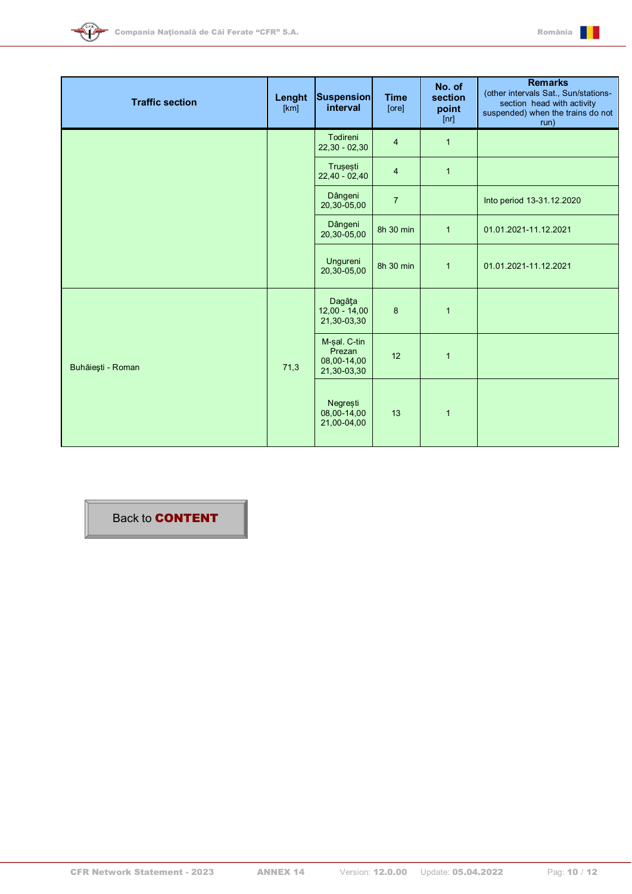| Traffic section | Lenght [km] | Suspension interval | Time [ore] | No. of section point [nr] | Remarks (other intervals Sat., Sun/stations-section head with activity suspended) when the trains do not run) |
|---|---|---|---|---|---|
| | | Todireni 22,30 - 02,30 | 4 | 1 | |
| | | Truşeşti 22,40 - 02,40 | 4 | 1 | |
| | | Dângeni 20,30-05,00 | 7 | | Into period 13-31.12.2020 |
| | | Dângeni 20,30-05,00 | 8h 30 min | 1 | 01.01.2021-11.12.2021 |
| | | Ungureni 20,30-05,00 | 8h 30 min | 1 | 01.01.2021-11.12.2021 |
| Buhăieşti - Roman | 71,3 | Dagâţa 12,00 - 14,00 21,30-03,30 | 8 | 1 | |
| | | M-şal. C-tin Prezan 08,00-14,00 21,30-03,30 | 12 | 1 | |
| | | Negreşti 08,00-14,00 21,00-04,00 | 13 | 1 | |

Back to **CONTENT**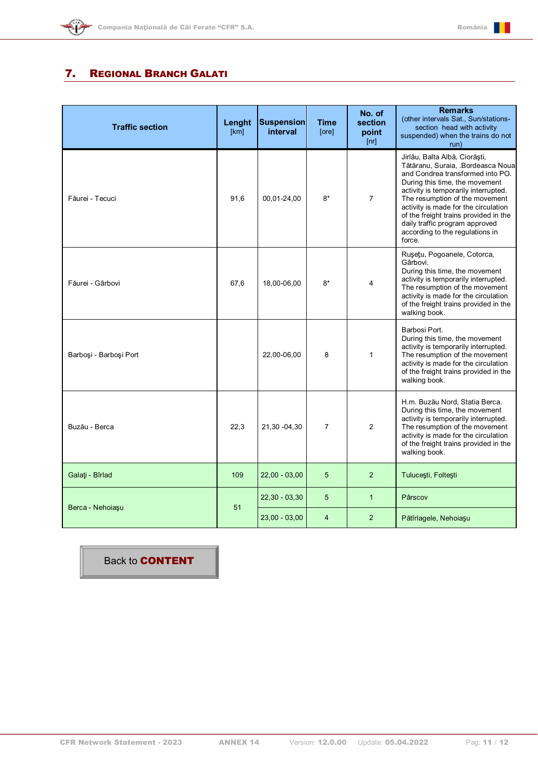## 7. REGIONAL BRANCH GALATI

| Traffic section | Lenght [km] | Suspension interval | Time [ore] | No. of section point [nr] | Remarks (other intervals Sat., Sun/stations-section head with activity suspended) when the trains do not run) |
|---|---|---|---|---|---|
| Făurei - Tecuci | 91,6 | 00,01-24,00 | 8* | 7 | Jirlău, Balta Albă, Ciorăşti, Tătăranu, Suraia, .Bordeasca Noua and Condrea transformed into PO. During this time, the movement activity is temporarily interrupted. The resumption of the movement activity is made for the circulation of the freight trains provided in the daily traffic program approved according to the regulations in force. |
| Făurei - Gârbovi | 67,6 | 18,00-06,00 | 8* | 4 | Ruşeţu, Pogoanele, Cotorca, Gârbovi. During this time, the movement activity is temporarily interrupted. The resumption of the movement activity is made for the circulation of the freight trains provided in the walking book. |
| Barboşi - Barboşi Port | | 22,00-06,00 | 8 | 1 | Barbosi Port. During this time, the movement activity is temporarily interrupted. The resumption of the movement activity is made for the circulation of the freight trains provided in the walking book. |
| Buzău - Berca | 22,3 | 21,30 -04,30 | 7 | 2 | H.m. Buzău Nord, Statia Berca. During this time, the movement activity is temporarily interrupted. The resumption of the movement activity is made for the circulation of the freight trains provided in the walking book. |
| Galaţi - Bîrlad | 109 | 22,00 - 03,00 | 5 | 2 | Tuluceşti, Folteşti |
| Berca - Nehoiaşu | 51 | 22,30 - 03,30 | 5 | 1 | Pârscov |
| | | 23,00 - 03,00 | 4 | 2 | Pătîrlagele, Nehoiaşu |

Back to **CONTENT**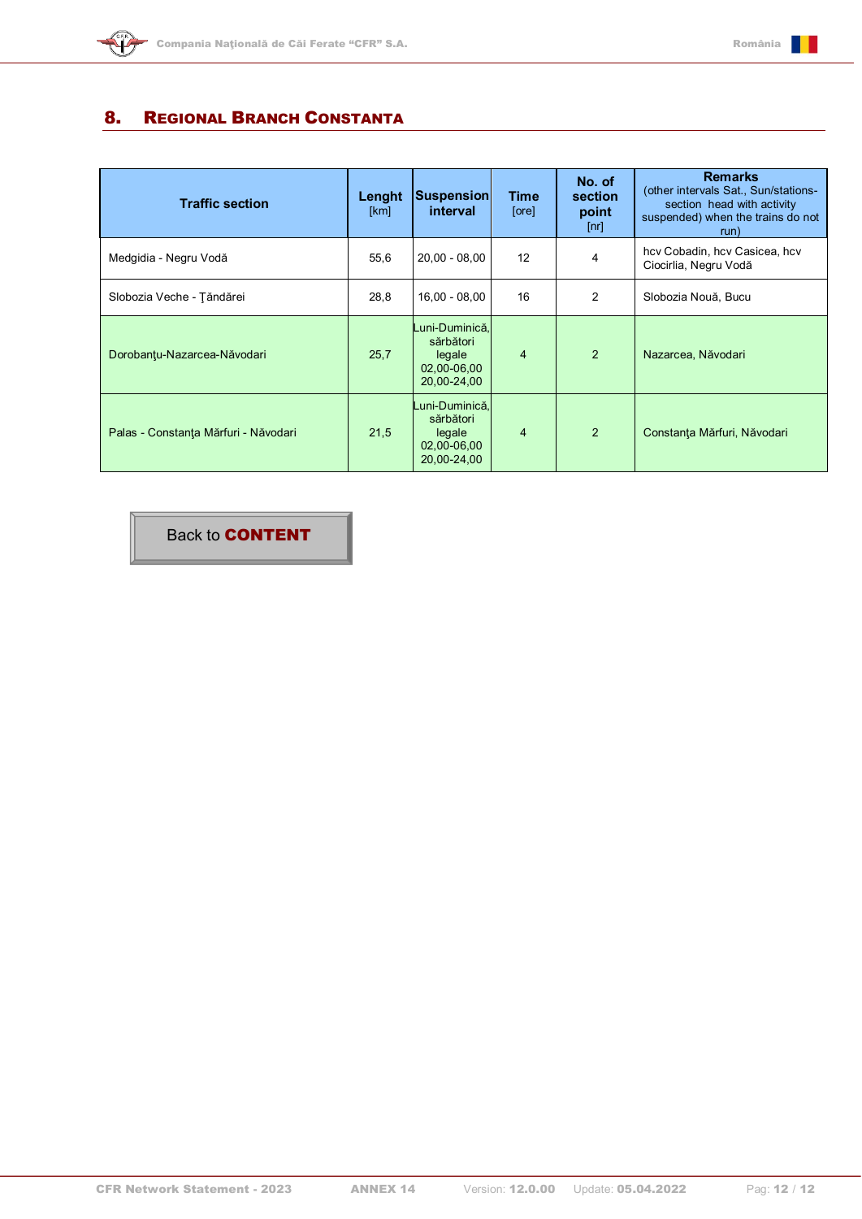## 8. REGIONAL BRANCH CONSTANTA

| Traffic section | Lenght [km] | Suspension interval | Time [ore] | No. of section point [nr] | Remarks (other intervals Sat., Sun/stations-section head with activity suspended) when the trains do not run) |
|---|---|---|---|---|---|
| Medgidia - Negru Vodă | 55,6 | 20,00 - 08,00 | 12 | 4 | hcv Cobadin, hcv Casicea, hcv Ciocirlia, Negru Vodă |
| Slobozia Veche - Ţăndărei | 28,8 | 16,00 - 08,00 | 16 | 2 | Slobozia Nouă, Bucu |
| Dorobanţu-Nazarcea-Năvodari | 25,7 | Luni-Duminică, sărbători legale 02,00-06,00 20,00-24,00 | 4 | 2 | Nazarcea, Năvodari |
| Palas - Constanţa Mărfuri - Năvodari | 21,5 | Luni-Duminică, sărbători legale 02,00-06,00 20,00-24,00 | 4 | 2 | Constanţa Mărfuri, Năvodari |

Back to **CONTENT**